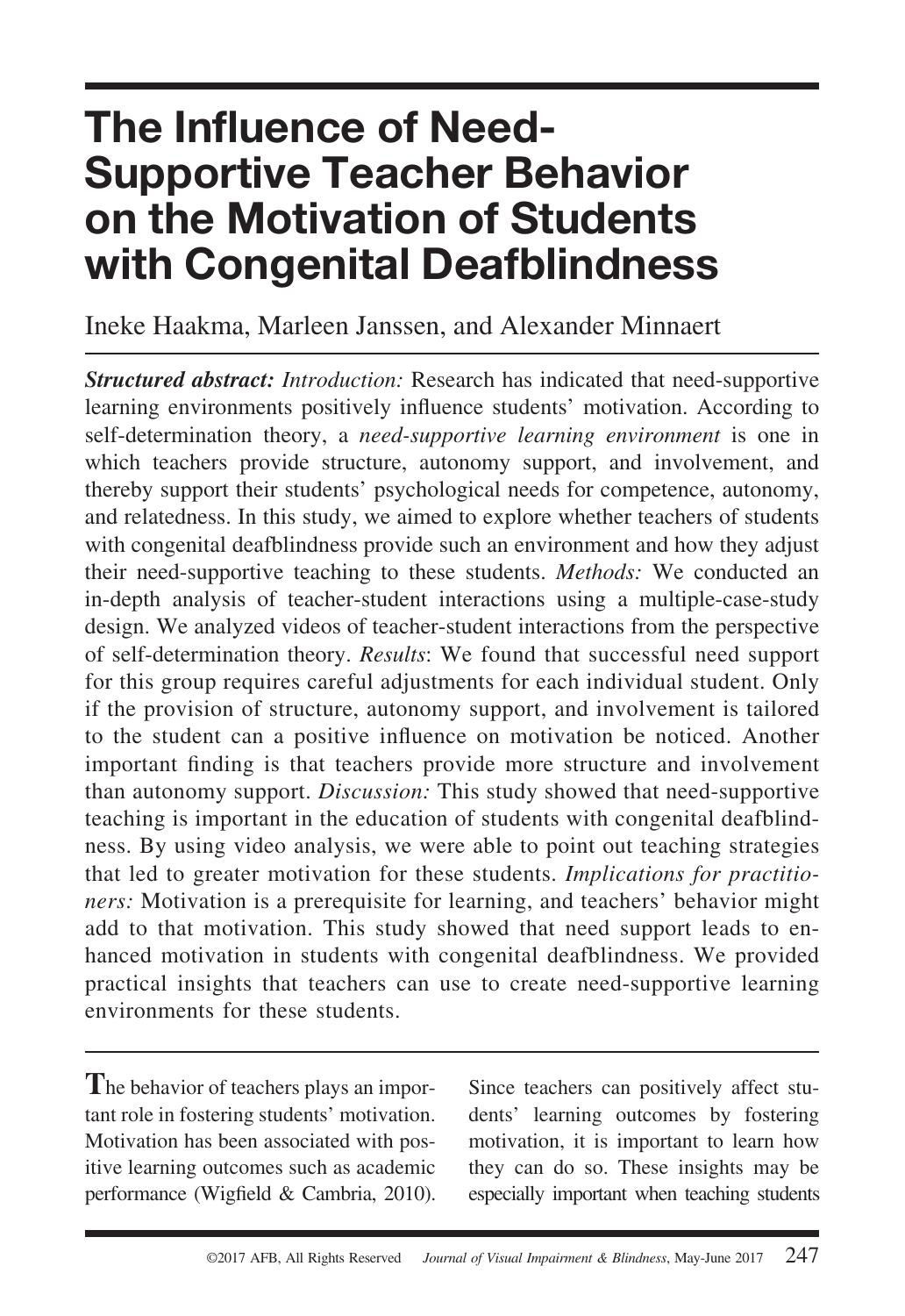# The Influence of Need-Supportive Teacher Behavior on the Motivation of Students with Congenital Deafblindness

Ineke Haakma, Marleen Janssen, and Alexander Minnaert

***Structured abstract:*** *Introduction:* Research has indicated that need-supportive learning environments positively influence students' motivation. According to self-determination theory, a *need-supportive learning environment* is one in which teachers provide structure, autonomy support, and involvement, and thereby support their students' psychological needs for competence, autonomy, and relatedness. In this study, we aimed to explore whether teachers of students with congenital deafblindness provide such an environment and how they adjust their need-supportive teaching to these students. *Methods:* We conducted an in-depth analysis of teacher-student interactions using a multiple-case-study design. We analyzed videos of teacher-student interactions from the perspective of self-determination theory. *Results*: We found that successful need support for this group requires careful adjustments for each individual student. Only if the provision of structure, autonomy support, and involvement is tailored to the student can a positive influence on motivation be noticed. Another important finding is that teachers provide more structure and involvement than autonomy support. *Discussion:* This study showed that need-supportive teaching is important in the education of students with congenital deafblindness. By using video analysis, we were able to point out teaching strategies that led to greater motivation for these students. *Implications for practitioners:* Motivation is a prerequisite for learning, and teachers' behavior might add to that motivation. This study showed that need support leads to enhanced motivation in students with congenital deafblindness. We provided practical insights that teachers can use to create need-supportive learning environments for these students.

The behavior of teachers plays an important role in fostering students' motivation. Motivation has been associated with positive learning outcomes such as academic performance (Wigfield & Cambria, 2010). Since teachers can positively affect students' learning outcomes by fostering motivation, it is important to learn how they can do so. These insights may be especially important when teaching students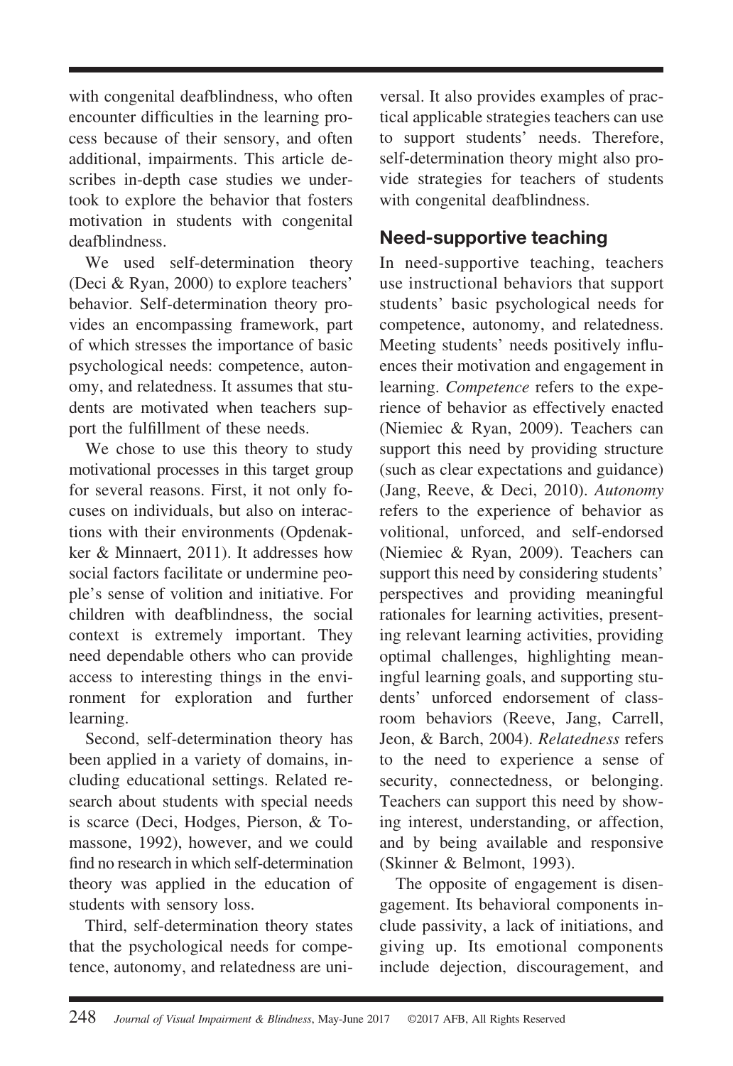with congenital deafblindness, who often encounter difficulties in the learning process because of their sensory, and often additional, impairments. This article describes in-depth case studies we undertook to explore the behavior that fosters motivation in students with congenital deafblindness.

We used self-determination theory (Deci & Ryan, 2000) to explore teachers' behavior. Self-determination theory provides an encompassing framework, part of which stresses the importance of basic psychological needs: competence, autonomy, and relatedness. It assumes that students are motivated when teachers support the fulfillment of these needs.

We chose to use this theory to study motivational processes in this target group for several reasons. First, it not only focuses on individuals, but also on interactions with their environments (Opdenakker & Minnaert, 2011). It addresses how social factors facilitate or undermine people's sense of volition and initiative. For children with deafblindness, the social context is extremely important. They need dependable others who can provide access to interesting things in the environment for exploration and further learning.

Second, self-determination theory has been applied in a variety of domains, including educational settings. Related research about students with special needs is scarce (Deci, Hodges, Pierson, & Tomassone, 1992), however, and we could find no research in which self-determination theory was applied in the education of students with sensory loss.

Third, self-determination theory states that the psychological needs for competence, autonomy, and relatedness are universal. It also provides examples of practical applicable strategies teachers can use to support students' needs. Therefore, self-determination theory might also provide strategies for teachers of students with congenital deafblindness.

## Need-supportive teaching

In need-supportive teaching, teachers use instructional behaviors that support students' basic psychological needs for competence, autonomy, and relatedness. Meeting students' needs positively influences their motivation and engagement in learning. *Competence* refers to the experience of behavior as effectively enacted (Niemiec & Ryan, 2009). Teachers can support this need by providing structure (such as clear expectations and guidance) (Jang, Reeve, & Deci, 2010). *Autonomy* refers to the experience of behavior as volitional, unforced, and self-endorsed (Niemiec & Ryan, 2009). Teachers can support this need by considering students' perspectives and providing meaningful rationales for learning activities, presenting relevant learning activities, providing optimal challenges, highlighting meaningful learning goals, and supporting students' unforced endorsement of classroom behaviors (Reeve, Jang, Carrell, Jeon, & Barch, 2004). *Relatedness* refers to the need to experience a sense of security, connectedness, or belonging. Teachers can support this need by showing interest, understanding, or affection, and by being available and responsive (Skinner & Belmont, 1993).

The opposite of engagement is disengagement. Its behavioral components include passivity, a lack of initiations, and giving up. Its emotional components include dejection, discouragement, and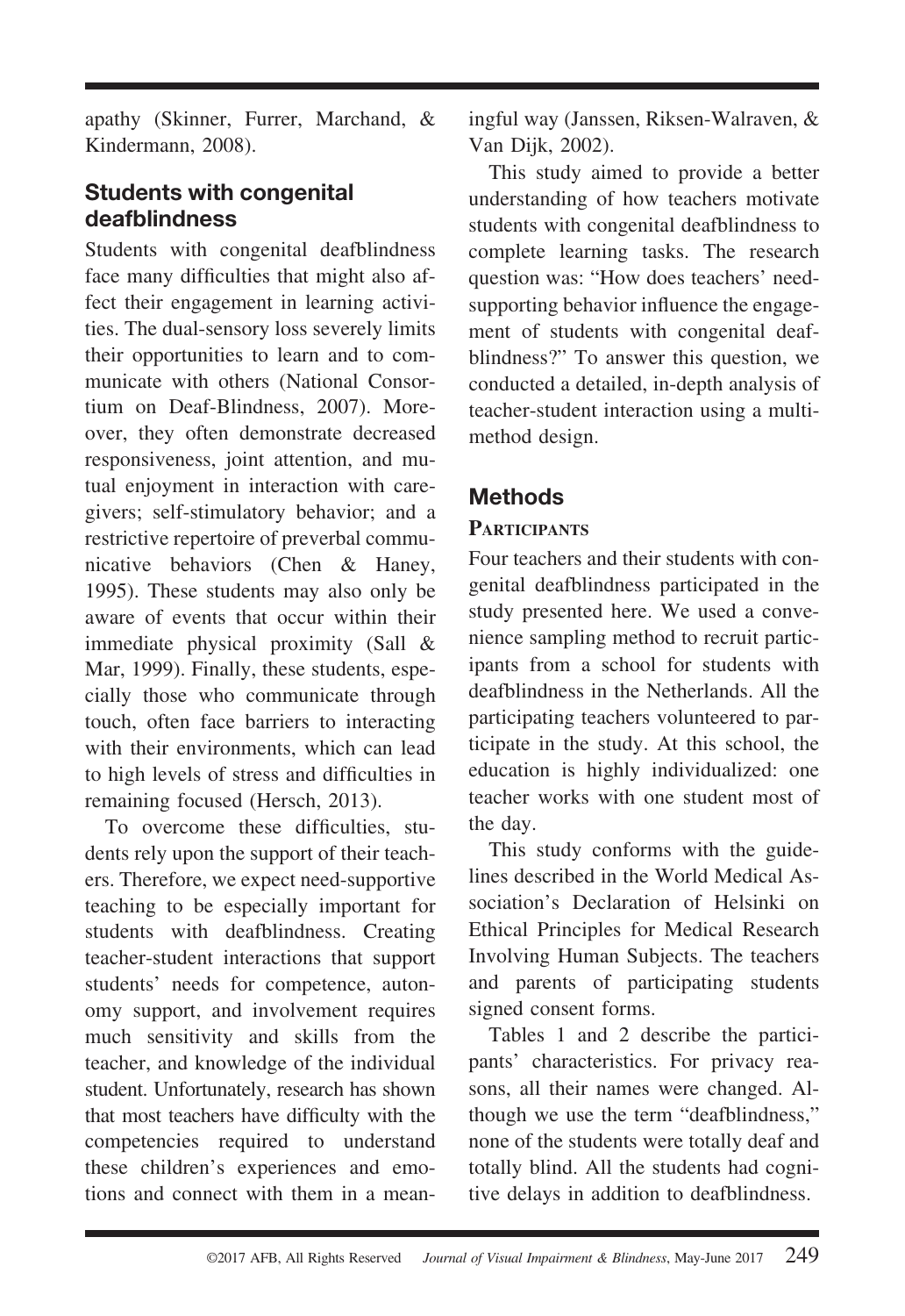apathy (Skinner, Furrer, Marchand, & Kindermann, 2008).

## Students with congenital deafblindness

Students with congenital deafblindness face many difficulties that might also affect their engagement in learning activities. The dual-sensory loss severely limits their opportunities to learn and to communicate with others (National Consortium on Deaf-Blindness, 2007). Moreover, they often demonstrate decreased responsiveness, joint attention, and mutual enjoyment in interaction with caregivers; self-stimulatory behavior; and a restrictive repertoire of preverbal communicative behaviors (Chen & Haney, 1995). These students may also only be aware of events that occur within their immediate physical proximity (Sall & Mar, 1999). Finally, these students, especially those who communicate through touch, often face barriers to interacting with their environments, which can lead to high levels of stress and difficulties in remaining focused (Hersch, 2013).

To overcome these difficulties, students rely upon the support of their teachers. Therefore, we expect need-supportive teaching to be especially important for students with deafblindness. Creating teacher-student interactions that support students' needs for competence, autonomy support, and involvement requires much sensitivity and skills from the teacher, and knowledge of the individual student. Unfortunately, research has shown that most teachers have difficulty with the competencies required to understand these children's experiences and emotions and connect with them in a meaningful way (Janssen, Riksen-Walraven, & Van Dijk, 2002).

This study aimed to provide a better understanding of how teachers motivate students with congenital deafblindness to complete learning tasks. The research question was: "How does teachers' need-supporting behavior influence the engagement of students with congenital deafblindness?" To answer this question, we conducted a detailed, in-depth analysis of teacher-student interaction using a multimethod design.

## Methods

### Participants

Four teachers and their students with congenital deafblindness participated in the study presented here. We used a convenience sampling method to recruit participants from a school for students with deafblindness in the Netherlands. All the participating teachers volunteered to participate in the study. At this school, the education is highly individualized: one teacher works with one student most of the day.

This study conforms with the guidelines described in the World Medical Association's Declaration of Helsinki on Ethical Principles for Medical Research Involving Human Subjects. The teachers and parents of participating students signed consent forms.

Tables 1 and 2 describe the participants' characteristics. For privacy reasons, all their names were changed. Although we use the term "deafblindness," none of the students were totally deaf and totally blind. All the students had cognitive delays in addition to deafblindness.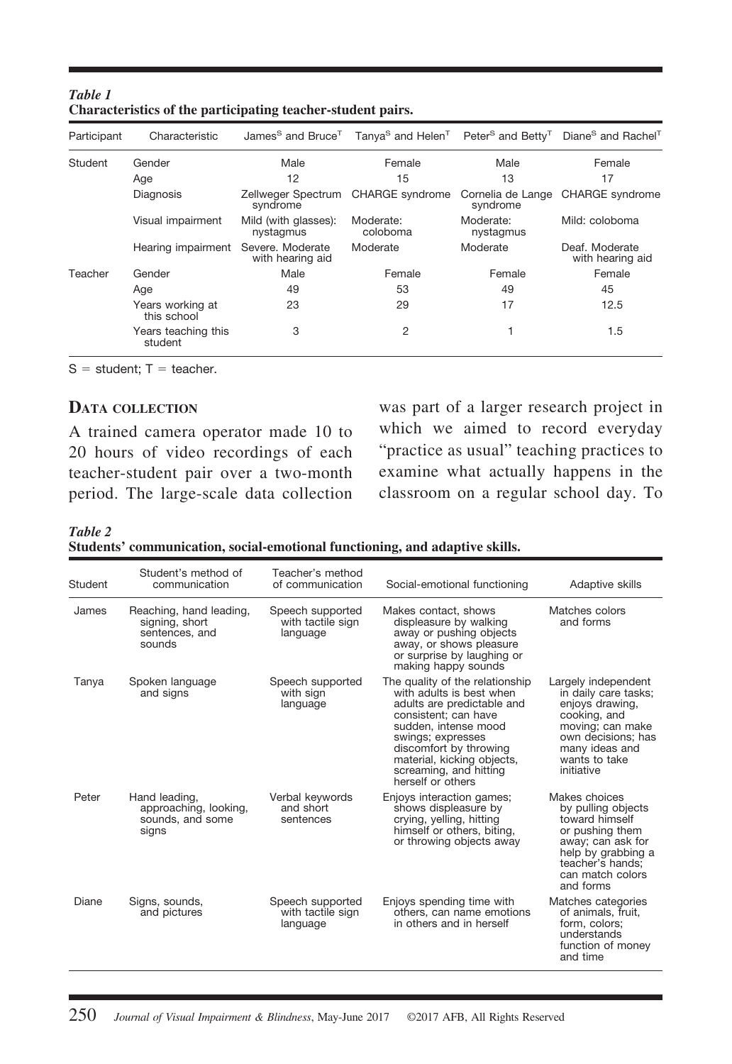*Table 1*
**Characteristics of the participating teacher-student pairs.**

| Participant | Characteristic | James[S] and Bruce[T] | Tanya[S] and Helen[T] | Peter[S] and Betty[T] | Diane[S] and Rachel[T] |
|---|---|---|---|---|---|
| Student | Gender | Male | Female | Male | Female |
| | Age | 12 | 15 | 13 | 17 |
| | Diagnosis | Zellweger Spectrum syndrome | CHARGE syndrome | Cornelia de Lange syndrome | CHARGE syndrome |
| | Visual impairment | Mild (with glasses): nystagmus | Moderate: coloboma | Moderate: nystagmus | Mild: coloboma |
| | Hearing impairment | Severe. Moderate with hearing aid | Moderate | Moderate | Deaf. Moderate with hearing aid |
| Teacher | Gender | Male | Female | Female | Female |
| | Age | 49 | 53 | 49 | 45 |
| | Years working at this school | 23 | 29 | 17 | 12.5 |
| | Years teaching this student | 3 | 2 | 1 | 1.5 |

S = student; T = teacher.

## Data collection

A trained camera operator made 10 to 20 hours of video recordings of each teacher-student pair over a two-month period. The large-scale data collection was part of a larger research project in which we aimed to record everyday "practice as usual" teaching practices to examine what actually happens in the classroom on a regular school day. To

*Table 2*
**Students' communication, social-emotional functioning, and adaptive skills.**

| Student | Student's method of communication | Teacher's method of communication | Social-emotional functioning | Adaptive skills |
|---|---|---|---|---|
| James | Reaching, hand leading, signing, short sentences, and sounds | Speech supported with tactile sign language | Makes contact, shows displeasure by walking away or pushing objects away, or shows pleasure or surprise by laughing or making happy sounds | Matches colors and forms |
| Tanya | Spoken language and signs | Speech supported with sign language | The quality of the relationship with adults is best when adults are predictable and consistent; can have sudden, intense mood swings; expresses discomfort by throwing material, kicking objects, screaming, and hitting herself or others | Largely independent in daily care tasks; enjoys drawing, cooking, and moving; can make own decisions; has many ideas and wants to take initiative |
| Peter | Hand leading, approaching, looking, sounds, and some signs | Verbal keywords and short sentences | Enjoys interaction games; shows displeasure by crying, yelling, hitting himself or others, biting, or throwing objects away | Makes choices by pulling objects toward himself or pushing them away; can ask for help by grabbing a teacher's hands; can match colors and forms |
| Diane | Signs, sounds, and pictures | Speech supported with tactile sign language | Enjoys spending time with others, can name emotions in others and in herself | Matches categories of animals, fruit, form, colors; understands function of money and time |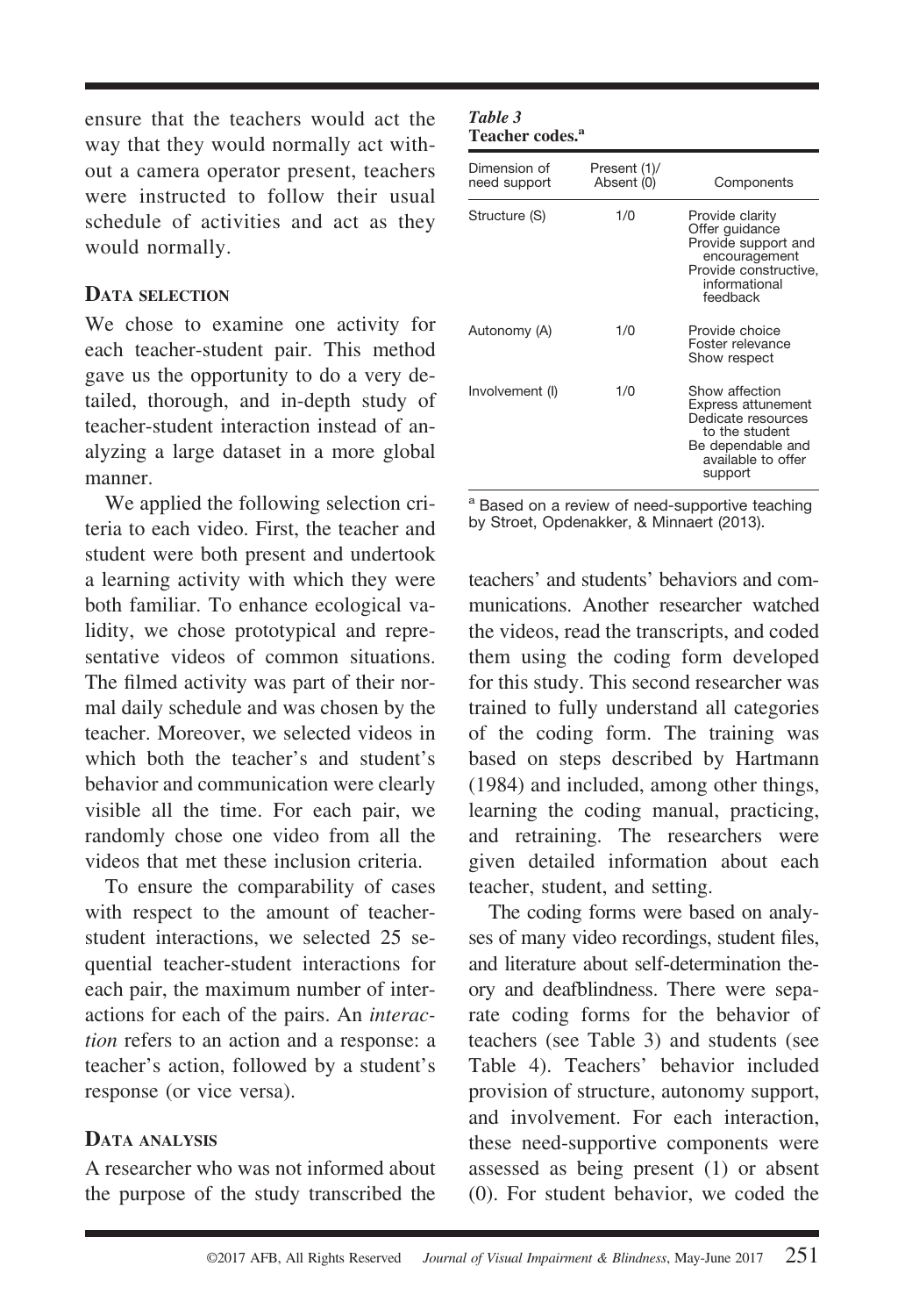ensure that the teachers would act the way that they would normally act without a camera operator present, teachers were instructed to follow their usual schedule of activities and act as they would normally.

## Data selection

We chose to examine one activity for each teacher-student pair. This method gave us the opportunity to do a very detailed, thorough, and in-depth study of teacher-student interaction instead of analyzing a large dataset in a more global manner.

We applied the following selection criteria to each video. First, the teacher and student were both present and undertook a learning activity with which they were both familiar. To enhance ecological validity, we chose prototypical and representative videos of common situations. The filmed activity was part of their normal daily schedule and was chosen by the teacher. Moreover, we selected videos in which both the teacher's and student's behavior and communication were clearly visible all the time. For each pair, we randomly chose one video from all the videos that met these inclusion criteria.

To ensure the comparability of cases with respect to the amount of teacher-student interactions, we selected 25 sequential teacher-student interactions for each pair, the maximum number of interactions for each of the pairs. An *interaction* refers to an action and a response: a teacher's action, followed by a student's response (or vice versa).

## Data analysis

A researcher who was not informed about the purpose of the study transcribed the teachers' and students' behaviors and communications. Another researcher watched the videos, read the transcripts, and coded them using the coding form developed for this study. This second researcher was trained to fully understand all categories of the coding form. The training was based on steps described by Hartmann (1984) and included, among other things, learning the coding manual, practicing, and retraining. The researchers were given detailed information about each teacher, student, and setting.

The coding forms were based on analyses of many video recordings, student files, and literature about self-determination theory and deafblindness. There were separate coding forms for the behavior of teachers (see Table 3) and students (see Table 4). Teachers' behavior included provision of structure, autonomy support, and involvement. For each interaction, these need-supportive components were assessed as being present (1) or absent (0). For student behavior, we coded the

*Table 3*
**Teacher codes.**[a]

| Dimension of need support | Present (1)/ Absent (0) | Components |
|---|---|---|
| Structure (S) | 1/0 | Provide clarity<br>Offer guidance<br>Provide support and encouragement<br>Provide constructive, informational feedback |
| Autonomy (A) | 1/0 | Provide choice<br>Foster relevance<br>Show respect |
| Involvement (I) | 1/0 | Show affection<br>Express attunement<br>Dedicate resources to the student<br>Be dependable and available to offer support |

[a] Based on a review of need-supportive teaching by Stroet, Opdenakker, & Minnaert (2013).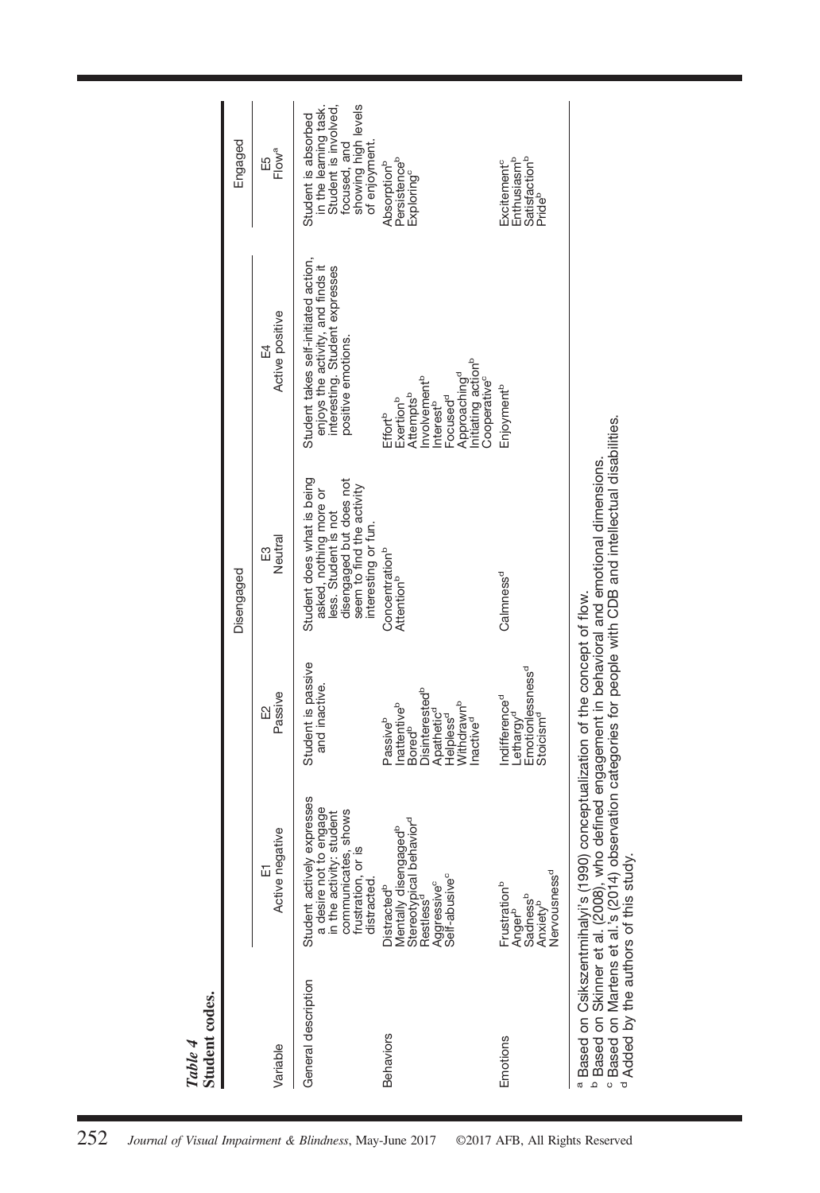*Table 4*
**Student codes.**

| | Disengaged | | | Engaged | |
|---|---|---|---|---|---|
| Variable | E1 Active negative | E2 Passive | E3 Neutral | E4 Active positive | E5 Flow[a] |
| General description | Student actively expresses a desire not to engage in the activity; student communicates, shows frustration, or is distracted. | Student is passive and inactive. | Student does what is being asked, nothing more or less. Student is not disengaged but does not seem to find the activity interesting or fun. | Student takes self-initiated action, enjoys the activity, and finds it interesting. Student expresses positive emotions. | Student is absorbed in the learning task. Student is involved, focused, and showing high levels of enjoyment. |
| Behaviors | Distracted[b]<br>Mentally disengaged[b]<br>Stereotypical behavior[d]<br>Restless[d]<br>Aggressive[c]<br>Self-abusive[c] | Passive[b]<br>Inattentive[b]<br>Bored[b]<br>Disinterested[b]<br>Apathetic[d]<br>Helpless[d]<br>Withdrawn[b]<br>Inactive[d] | Concentration[b]<br>Attention[b] | Effort[b]<br>Exertion[b]<br>Attempts[b]<br>Involvement[b]<br>Interest[b]<br>Focused[d]<br>Approaching[d]<br>Initiating action[b]<br>Cooperative[c] | Absorption[b]<br>Persistence[b]<br>Exploring[c] |
| Emotions | Frustration[b]<br>Anger[b]<br>Sadness[b]<br>Anxiety[b]<br>Nervousness[d] | Indifference[d]<br>Lethargy[d]<br>Emotionlessness[d]<br>Stoicism[d] | Calmness[d] | Enjoyment[b] | Excitement[c]<br>Enthusiasm[b]<br>Satisfaction[b]<br>Pride[b] |

[a] Based on Csikszentmihalyi's (1990) conceptualization of the concept of flow.
[b] Based on Skinner et al. (2008), who defined engagement in behavioral and emotional dimensions.
[c] Based on Martens et al.'s (2014) observation categories for people with CDB and intellectual disabilities.
[d] Added by the authors of this study.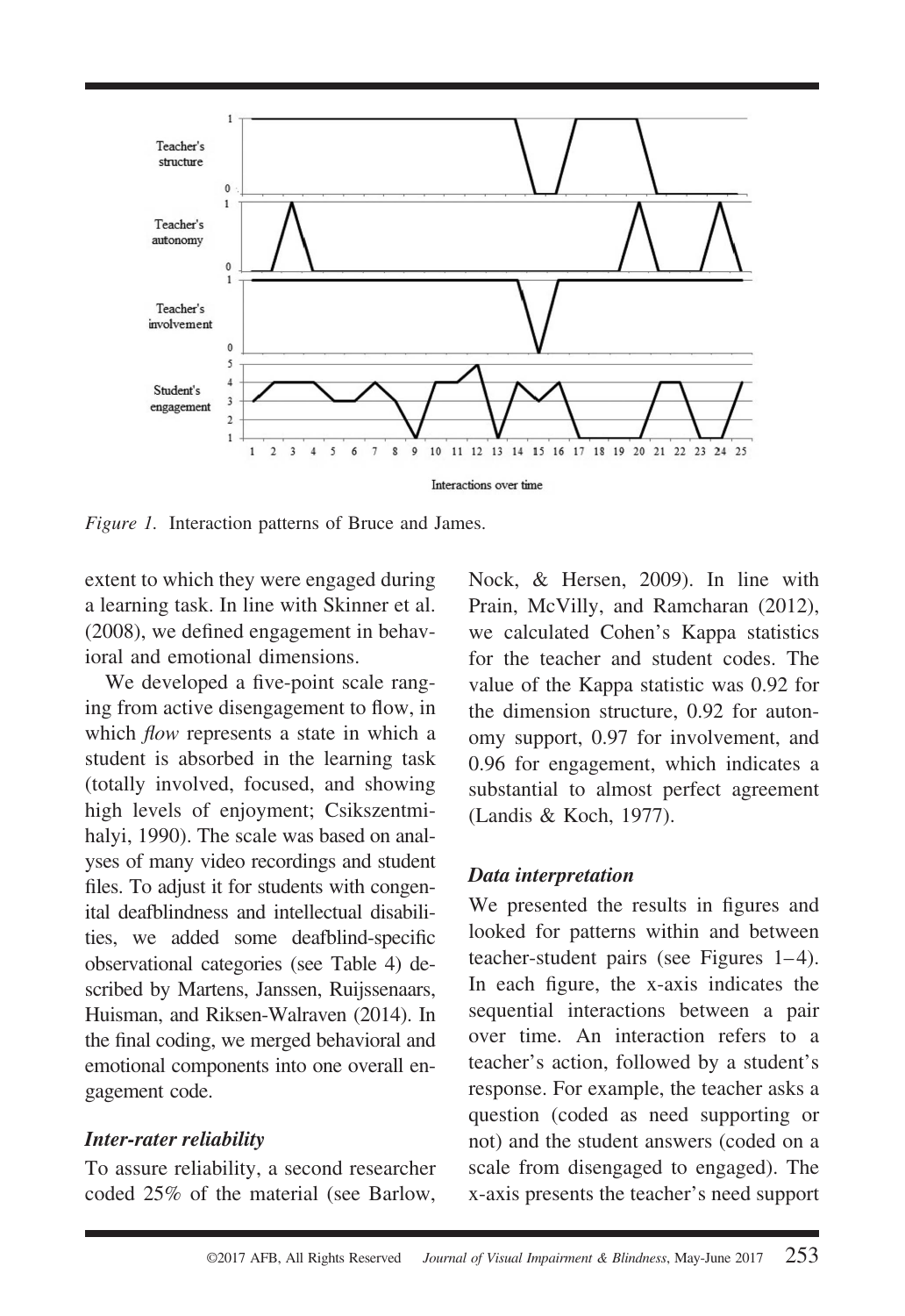*Figure 1.* Interaction patterns of Bruce and James.

extent to which they were engaged during a learning task. In line with Skinner et al. (2008), we defined engagement in behavioral and emotional dimensions.

We developed a five-point scale ranging from active disengagement to flow, in which *flow* represents a state in which a student is absorbed in the learning task (totally involved, focused, and showing high levels of enjoyment; Csikszentmihalyi, 1990). The scale was based on analyses of many video recordings and student files. To adjust it for students with congenital deafblindness and intellectual disabilities, we added some deafblind-specific observational categories (see Table 4) described by Martens, Janssen, Ruijssenaars, Huisman, and Riksen-Walraven (2014). In the final coding, we merged behavioral and emotional components into one overall engagement code.

### *Inter-rater reliability*

To assure reliability, a second researcher coded 25% of the material (see Barlow, Nock, & Hersen, 2009). In line with Prain, McVilly, and Ramcharan (2012), we calculated Cohen's Kappa statistics for the teacher and student codes. The value of the Kappa statistic was 0.92 for the dimension structure, 0.92 for autonomy support, 0.97 for involvement, and 0.96 for engagement, which indicates a substantial to almost perfect agreement (Landis & Koch, 1977).

### *Data interpretation*

We presented the results in figures and looked for patterns within and between teacher-student pairs (see Figures 1–4). In each figure, the x-axis indicates the sequential interactions between a pair over time. An interaction refers to a teacher's action, followed by a student's response. For example, the teacher asks a question (coded as need supporting or not) and the student answers (coded on a scale from disengaged to engaged). The x-axis presents the teacher's need support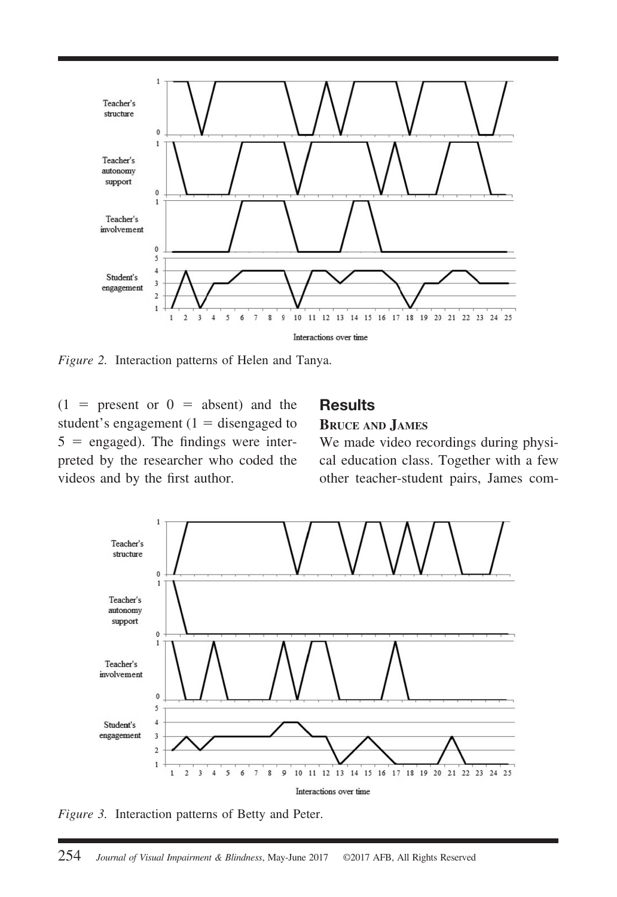*Figure 2.* Interaction patterns of Helen and Tanya.

(1 = present or 0 = absent) and the student's engagement (1 = disengaged to 5 = engaged). The findings were interpreted by the researcher who coded the videos and by the first author.

## Results

### Bruce and James

We made video recordings during physical education class. Together with a few other teacher-student pairs, James com-

*Figure 3.* Interaction patterns of Betty and Peter.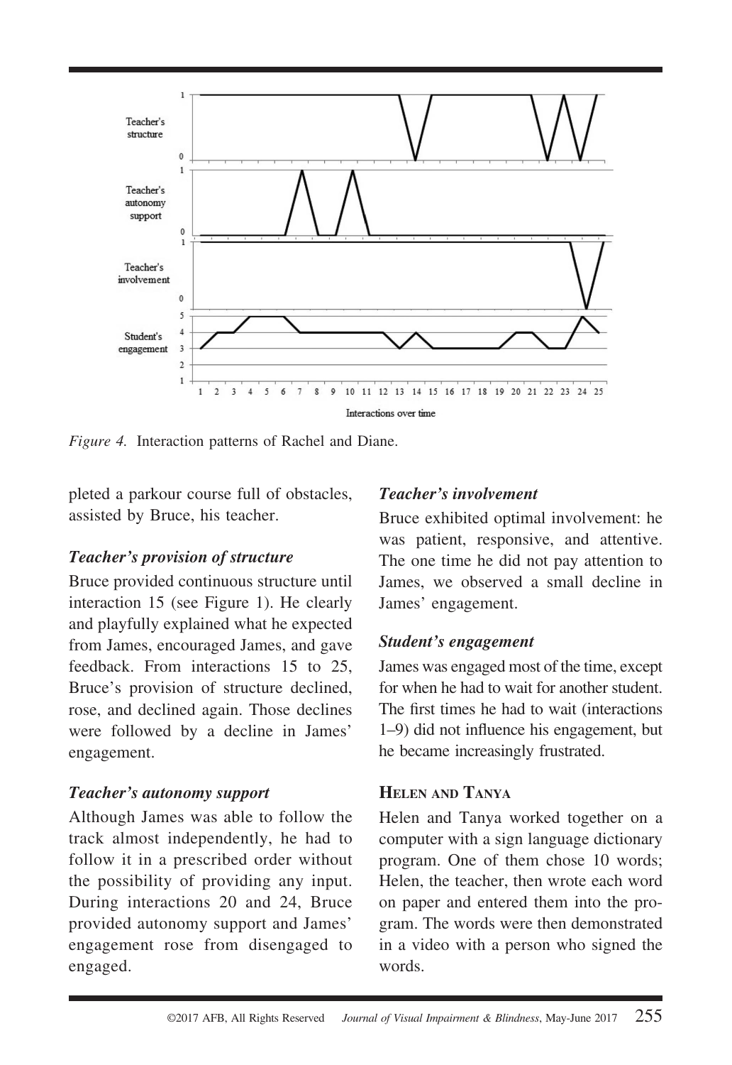*Figure 4.* Interaction patterns of Rachel and Diane.

pleted a parkour course full of obstacles, assisted by Bruce, his teacher.

### *Teacher's provision of structure*

Bruce provided continuous structure until interaction 15 (see Figure 1). He clearly and playfully explained what he expected from James, encouraged James, and gave feedback. From interactions 15 to 25, Bruce's provision of structure declined, rose, and declined again. Those declines were followed by a decline in James' engagement.

### *Teacher's autonomy support*

Although James was able to follow the track almost independently, he had to follow it in a prescribed order without the possibility of providing any input. During interactions 20 and 24, Bruce provided autonomy support and James' engagement rose from disengaged to engaged.

### *Teacher's involvement*

Bruce exhibited optimal involvement: he was patient, responsive, and attentive. The one time he did not pay attention to James, we observed a small decline in James' engagement.

### *Student's engagement*

James was engaged most of the time, except for when he had to wait for another student. The first times he had to wait (interactions 1–9) did not influence his engagement, but he became increasingly frustrated.

## Helen and Tanya

Helen and Tanya worked together on a computer with a sign language dictionary program. One of them chose 10 words; Helen, the teacher, then wrote each word on paper and entered them into the program. The words were then demonstrated in a video with a person who signed the words.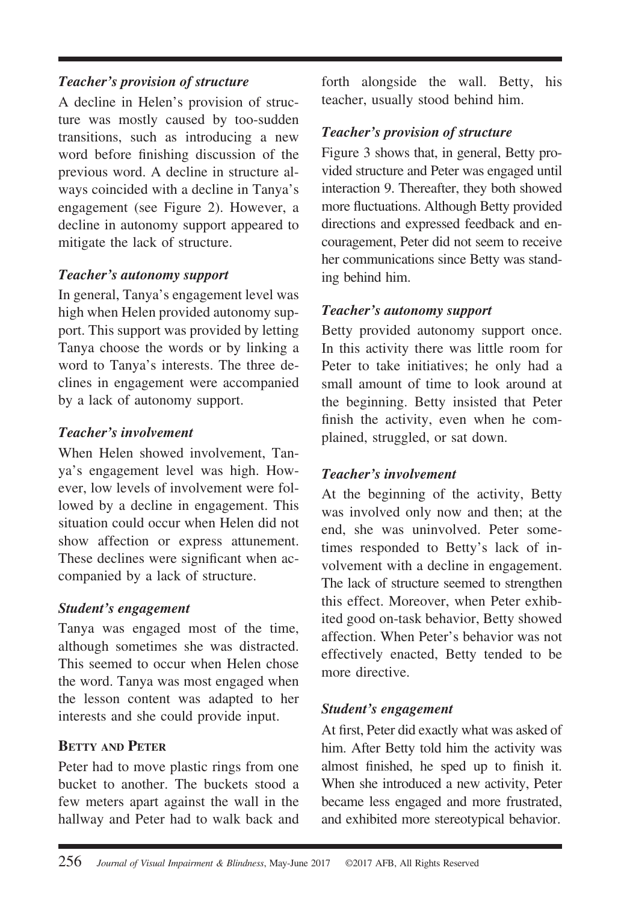### *Teacher's provision of structure*

A decline in Helen's provision of structure was mostly caused by too-sudden transitions, such as introducing a new word before finishing discussion of the previous word. A decline in structure always coincided with a decline in Tanya's engagement (see Figure 2). However, a decline in autonomy support appeared to mitigate the lack of structure.

### *Teacher's autonomy support*

In general, Tanya's engagement level was high when Helen provided autonomy support. This support was provided by letting Tanya choose the words or by linking a word to Tanya's interests. The three declines in engagement were accompanied by a lack of autonomy support.

### *Teacher's involvement*

When Helen showed involvement, Tanya's engagement level was high. However, low levels of involvement were followed by a decline in engagement. This situation could occur when Helen did not show affection or express attunement. These declines were significant when accompanied by a lack of structure.

### *Student's engagement*

Tanya was engaged most of the time, although sometimes she was distracted. This seemed to occur when Helen chose the word. Tanya was most engaged when the lesson content was adapted to her interests and she could provide input.

## Betty and Peter

Peter had to move plastic rings from one bucket to another. The buckets stood a few meters apart against the wall in the hallway and Peter had to walk back and forth alongside the wall. Betty, his teacher, usually stood behind him.

### *Teacher's provision of structure*

Figure 3 shows that, in general, Betty provided structure and Peter was engaged until interaction 9. Thereafter, they both showed more fluctuations. Although Betty provided directions and expressed feedback and encouragement, Peter did not seem to receive her communications since Betty was standing behind him.

### *Teacher's autonomy support*

Betty provided autonomy support once. In this activity there was little room for Peter to take initiatives; he only had a small amount of time to look around at the beginning. Betty insisted that Peter finish the activity, even when he complained, struggled, or sat down.

### *Teacher's involvement*

At the beginning of the activity, Betty was involved only now and then; at the end, she was uninvolved. Peter sometimes responded to Betty's lack of involvement with a decline in engagement. The lack of structure seemed to strengthen this effect. Moreover, when Peter exhibited good on-task behavior, Betty showed affection. When Peter's behavior was not effectively enacted, Betty tended to be more directive.

### *Student's engagement*

At first, Peter did exactly what was asked of him. After Betty told him the activity was almost finished, he sped up to finish it. When she introduced a new activity, Peter became less engaged and more frustrated, and exhibited more stereotypical behavior.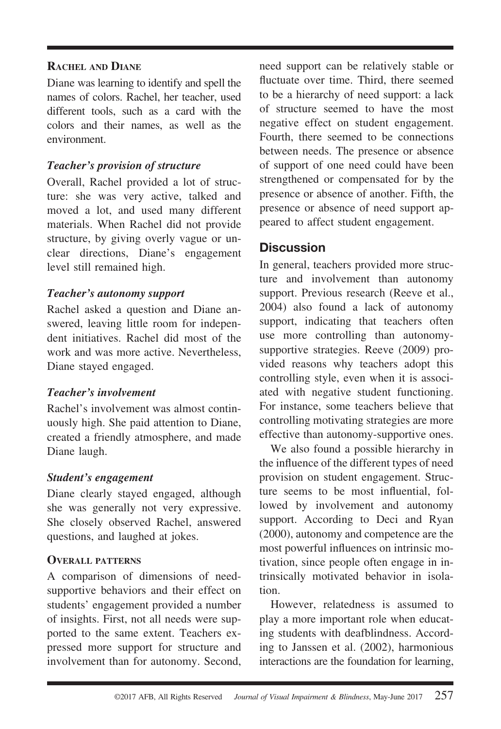### Rachel and Diane

Diane was learning to identify and spell the names of colors. Rachel, her teacher, used different tools, such as a card with the colors and their names, as well as the environment.

#### *Teacher's provision of structure*

Overall, Rachel provided a lot of structure: she was very active, talked and moved a lot, and used many different materials. When Rachel did not provide structure, by giving overly vague or unclear directions, Diane's engagement level still remained high.

#### *Teacher's autonomy support*

Rachel asked a question and Diane answered, leaving little room for independent initiatives. Rachel did most of the work and was more active. Nevertheless, Diane stayed engaged.

#### *Teacher's involvement*

Rachel's involvement was almost continuously high. She paid attention to Diane, created a friendly atmosphere, and made Diane laugh.

#### *Student's engagement*

Diane clearly stayed engaged, although she was generally not very expressive. She closely observed Rachel, answered questions, and laughed at jokes.

### Overall patterns

A comparison of dimensions of need-supportive behaviors and their effect on students' engagement provided a number of insights. First, not all needs were supported to the same extent. Teachers expressed more support for structure and involvement than for autonomy. Second, need support can be relatively stable or fluctuate over time. Third, there seemed to be a hierarchy of need support: a lack of structure seemed to have the most negative effect on student engagement. Fourth, there seemed to be connections between needs. The presence or absence of support of one need could have been strengthened or compensated for by the presence or absence of another. Fifth, the presence or absence of need support appeared to affect student engagement.

## Discussion

In general, teachers provided more structure and involvement than autonomy support. Previous research (Reeve et al., 2004) also found a lack of autonomy support, indicating that teachers often use more controlling than autonomy-supportive strategies. Reeve (2009) provided reasons why teachers adopt this controlling style, even when it is associated with negative student functioning. For instance, some teachers believe that controlling motivating strategies are more effective than autonomy-supportive ones.

We also found a possible hierarchy in the influence of the different types of need provision on student engagement. Structure seems to be most influential, followed by involvement and autonomy support. According to Deci and Ryan (2000), autonomy and competence are the most powerful influences on intrinsic motivation, since people often engage in intrinsically motivated behavior in isolation.

However, relatedness is assumed to play a more important role when educating students with deafblindness. According to Janssen et al. (2002), harmonious interactions are the foundation for learning,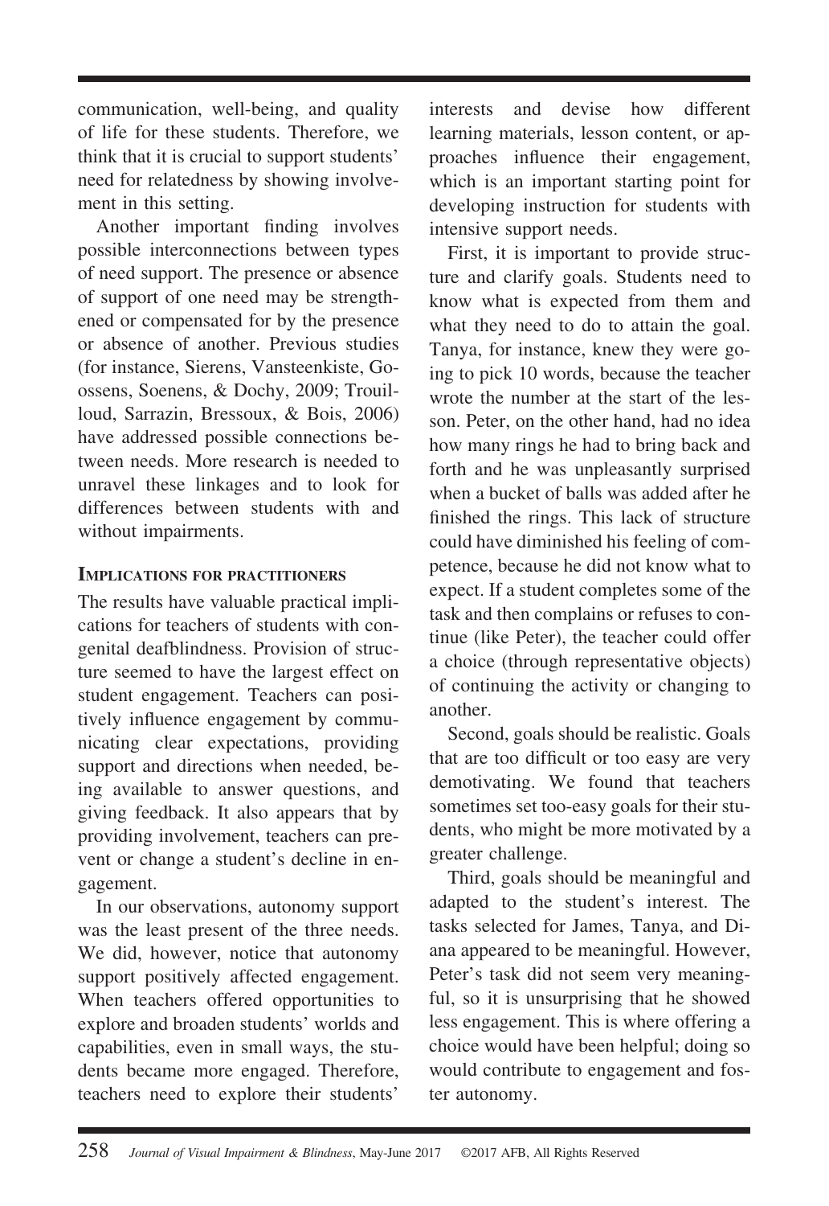communication, well-being, and quality of life for these students. Therefore, we think that it is crucial to support students' need for relatedness by showing involvement in this setting.

Another important finding involves possible interconnections between types of need support. The presence or absence of support of one need may be strengthened or compensated for by the presence or absence of another. Previous studies (for instance, Sierens, Vansteenkiste, Goossens, Soenens, & Dochy, 2009; Trouilloud, Sarrazin, Bressoux, & Bois, 2006) have addressed possible connections between needs. More research is needed to unravel these linkages and to look for differences between students with and without impairments.

## Implications for practitioners

The results have valuable practical implications for teachers of students with congenital deafblindness. Provision of structure seemed to have the largest effect on student engagement. Teachers can positively influence engagement by communicating clear expectations, providing support and directions when needed, being available to answer questions, and giving feedback. It also appears that by providing involvement, teachers can prevent or change a student's decline in engagement.

In our observations, autonomy support was the least present of the three needs. We did, however, notice that autonomy support positively affected engagement. When teachers offered opportunities to explore and broaden students' worlds and capabilities, even in small ways, the students became more engaged. Therefore, teachers need to explore their students' interests and devise how different learning materials, lesson content, or approaches influence their engagement, which is an important starting point for developing instruction for students with intensive support needs.

First, it is important to provide structure and clarify goals. Students need to know what is expected from them and what they need to do to attain the goal. Tanya, for instance, knew they were going to pick 10 words, because the teacher wrote the number at the start of the lesson. Peter, on the other hand, had no idea how many rings he had to bring back and forth and he was unpleasantly surprised when a bucket of balls was added after he finished the rings. This lack of structure could have diminished his feeling of competence, because he did not know what to expect. If a student completes some of the task and then complains or refuses to continue (like Peter), the teacher could offer a choice (through representative objects) of continuing the activity or changing to another.

Second, goals should be realistic. Goals that are too difficult or too easy are very demotivating. We found that teachers sometimes set too-easy goals for their students, who might be more motivated by a greater challenge.

Third, goals should be meaningful and adapted to the student's interest. The tasks selected for James, Tanya, and Diana appeared to be meaningful. However, Peter's task did not seem very meaningful, so it is unsurprising that he showed less engagement. This is where offering a choice would have been helpful; doing so would contribute to engagement and foster autonomy.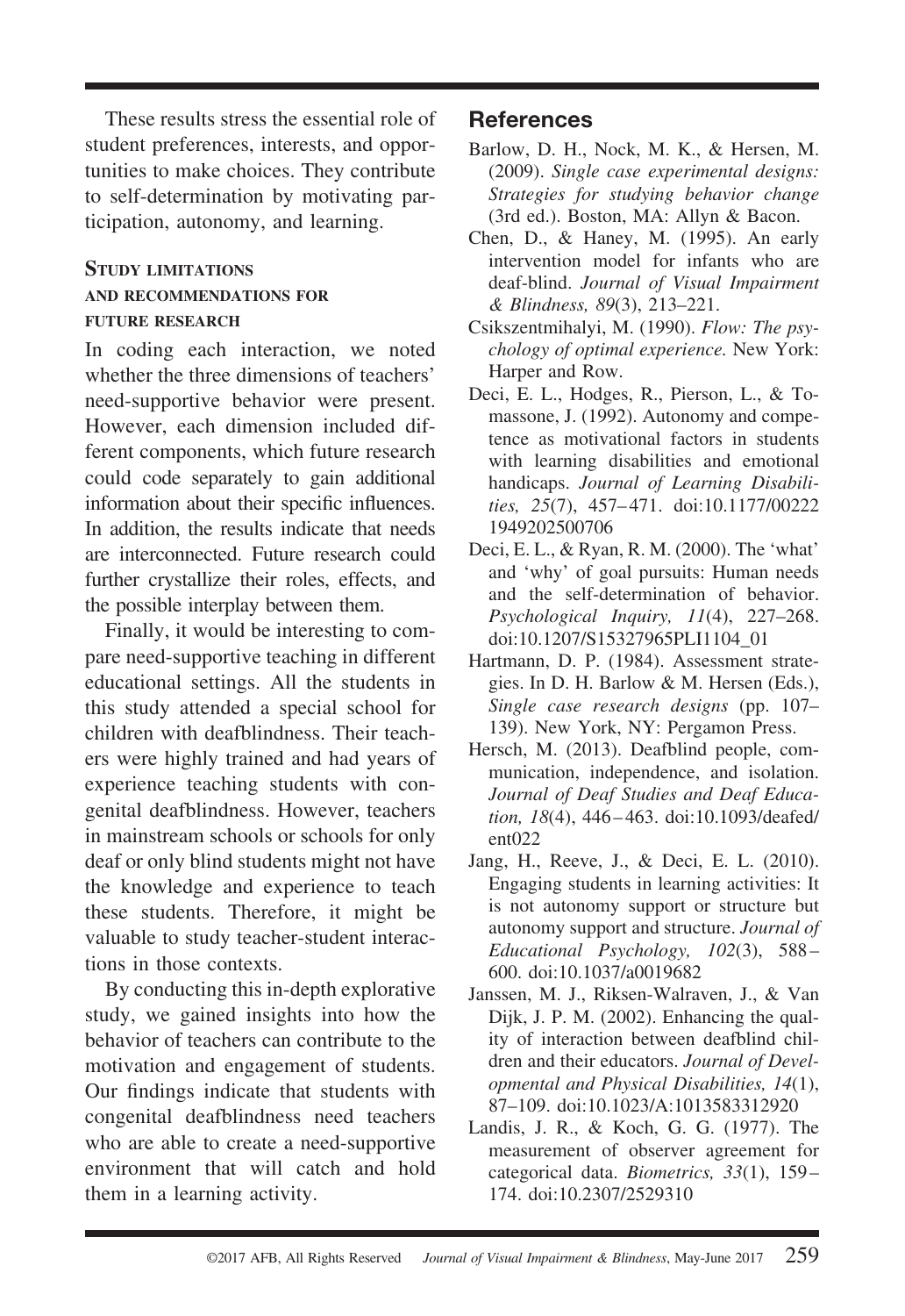These results stress the essential role of student preferences, interests, and opportunities to make choices. They contribute to self-determination by motivating participation, autonomy, and learning.

### Study limitations and recommendations for future research

In coding each interaction, we noted whether the three dimensions of teachers' need-supportive behavior were present. However, each dimension included different components, which future research could code separately to gain additional information about their specific influences. In addition, the results indicate that needs are interconnected. Future research could further crystallize their roles, effects, and the possible interplay between them.

Finally, it would be interesting to compare need-supportive teaching in different educational settings. All the students in this study attended a special school for children with deafblindness. Their teachers were highly trained and had years of experience teaching students with congenital deafblindness. However, teachers in mainstream schools or schools for only deaf or only blind students might not have the knowledge and experience to teach these students. Therefore, it might be valuable to study teacher-student interactions in those contexts.

By conducting this in-depth explorative study, we gained insights into how the behavior of teachers can contribute to the motivation and engagement of students. Our findings indicate that students with congenital deafblindness need teachers who are able to create a need-supportive environment that will catch and hold them in a learning activity.

## References

Barlow, D. H., Nock, M. K., & Hersen, M. (2009). *Single case experimental designs: Strategies for studying behavior change* (3rd ed.). Boston, MA: Allyn & Bacon.

Chen, D., & Haney, M. (1995). An early intervention model for infants who are deaf-blind. *Journal of Visual Impairment & Blindness, 89*(3), 213–221.

Csikszentmihalyi, M. (1990). *Flow: The psychology of optimal experience.* New York: Harper and Row.

Deci, E. L., Hodges, R., Pierson, L., & Tomassone, J. (1992). Autonomy and competence as motivational factors in students with learning disabilities and emotional handicaps. *Journal of Learning Disabilities, 25*(7), 457–471. doi:10.1177/002221949202500706

Deci, E. L., & Ryan, R. M. (2000). The 'what' and 'why' of goal pursuits: Human needs and the self-determination of behavior. *Psychological Inquiry, 11*(4), 227–268. doi:10.1207/S15327965PLI1104_01

Hartmann, D. P. (1984). Assessment strategies. In D. H. Barlow & M. Hersen (Eds.), *Single case research designs* (pp. 107–139). New York, NY: Pergamon Press.

Hersch, M. (2013). Deafblind people, communication, independence, and isolation. *Journal of Deaf Studies and Deaf Education, 18*(4), 446–463. doi:10.1093/deafed/ent022

Jang, H., Reeve, J., & Deci, E. L. (2010). Engaging students in learning activities: It is not autonomy support or structure but autonomy support and structure. *Journal of Educational Psychology, 102*(3), 588–600. doi:10.1037/a0019682

Janssen, M. J., Riksen-Walraven, J., & Van Dijk, J. P. M. (2002). Enhancing the quality of interaction between deafblind children and their educators. *Journal of Developmental and Physical Disabilities, 14*(1), 87–109. doi:10.1023/A:1013583312920

Landis, J. R., & Koch, G. G. (1977). The measurement of observer agreement for categorical data. *Biometrics, 33*(1), 159–174. doi:10.2307/2529310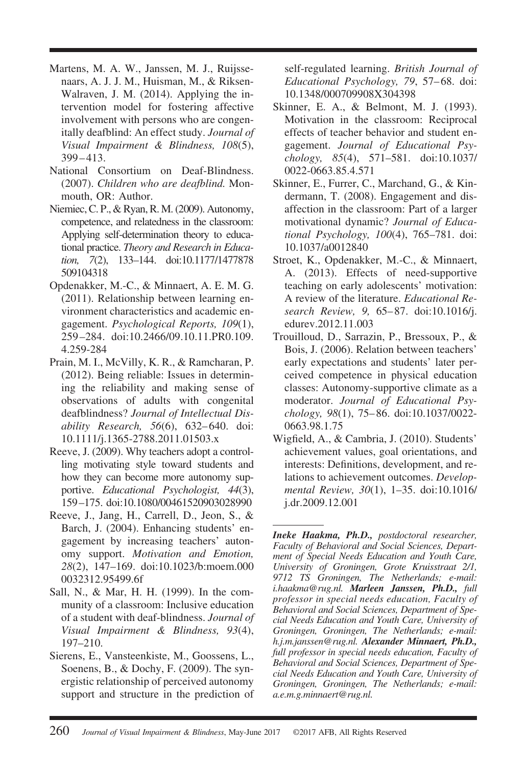Martens, M. A. W., Janssen, M. J., Ruijssenaars, A. J. J. M., Huisman, M., & Riksen-Walraven, J. M. (2014). Applying the intervention model for fostering affective involvement with persons who are congenitally deafblind: An effect study. *Journal of Visual Impairment & Blindness, 108*(5), 399–413.

National Consortium on Deaf-Blindness. (2007). *Children who are deafblind.* Monmouth, OR: Author.

Niemiec, C. P., & Ryan, R. M. (2009). Autonomy, competence, and relatedness in the classroom: Applying self-determination theory to educational practice. *Theory and Research in Education, 7*(2), 133–144. doi:10.1177/1477878509104318

Opdenakker, M.-C., & Minnaert, A. E. M. G. (2011). Relationship between learning environment characteristics and academic engagement. *Psychological Reports, 109*(1), 259–284. doi:10.2466/09.10.11.PR0.109.4.259-284

Prain, M. I., McVilly, K. R., & Ramcharan, P. (2012). Being reliable: Issues in determining the reliability and making sense of observations of adults with congenital deafblindness? *Journal of Intellectual Disability Research, 56*(6), 632–640. doi:10.1111/j.1365-2788.2011.01503.x

Reeve, J. (2009). Why teachers adopt a controlling motivating style toward students and how they can become more autonomy supportive. *Educational Psychologist, 44*(3), 159–175. doi:10.1080/00461520903028990

Reeve, J., Jang, H., Carrell, D., Jeon, S., & Barch, J. (2004). Enhancing students' engagement by increasing teachers' autonomy support. *Motivation and Emotion, 28*(2), 147–169. doi:10.1023/b:moem.0000032312.95499.6f

Sall, N., & Mar, H. H. (1999). In the community of a classroom: Inclusive education of a student with deaf-blindness. *Journal of Visual Impairment & Blindness, 93*(4), 197–210.

Sierens, E., Vansteenkiste, M., Goossens, L., Soenens, B., & Dochy, F. (2009). The synergistic relationship of perceived autonomy support and structure in the prediction of self-regulated learning. *British Journal of Educational Psychology, 79*, 57–68. doi:10.1348/000709908X304398

Skinner, E. A., & Belmont, M. J. (1993). Motivation in the classroom: Reciprocal effects of teacher behavior and student engagement. *Journal of Educational Psychology, 85*(4), 571–581. doi:10.1037/0022-0663.85.4.571

Skinner, E., Furrer, C., Marchand, G., & Kindermann, T. (2008). Engagement and disaffection in the classroom: Part of a larger motivational dynamic? *Journal of Educational Psychology, 100*(4), 765–781. doi:10.1037/a0012840

Stroet, K., Opdenakker, M.-C., & Minnaert, A. (2013). Effects of need-supportive teaching on early adolescents' motivation: A review of the literature. *Educational Research Review, 9,* 65–87. doi:10.1016/j.edurev.2012.11.003

Trouilloud, D., Sarrazin, P., Bressoux, P., & Bois, J. (2006). Relation between teachers' early expectations and students' later perceived competence in physical education classes: Autonomy-supportive climate as a moderator. *Journal of Educational Psychology, 98*(1), 75–86. doi:10.1037/0022-0663.98.1.75

Wigfield, A., & Cambria, J. (2010). Students' achievement values, goal orientations, and interests: Definitions, development, and relations to achievement outcomes. *Developmental Review, 30*(1), 1–35. doi:10.1016/j.dr.2009.12.001

---

***Ineke Haakma, Ph.D.,*** *postdoctoral researcher, Faculty of Behavioral and Social Sciences, Department of Special Needs Education and Youth Care, University of Groningen, Grote Kruisstraat 2/1, 9712 TS Groningen, The Netherlands; e-mail: i.haakma@rug.nl.* ***Marleen Janssen, Ph.D.,*** *full professor in special needs education, Faculty of Behavioral and Social Sciences, Department of Special Needs Education and Youth Care, University of Groningen, Groningen, The Netherlands; e-mail: h.j.m.janssen@rug.nl.* ***Alexander Minnaert, Ph.D.,*** *full professor in special needs education, Faculty of Behavioral and Social Sciences, Department of Special Needs Education and Youth Care, University of Groningen, Groningen, The Netherlands; e-mail: a.e.m.g.minnaert@rug.nl.*